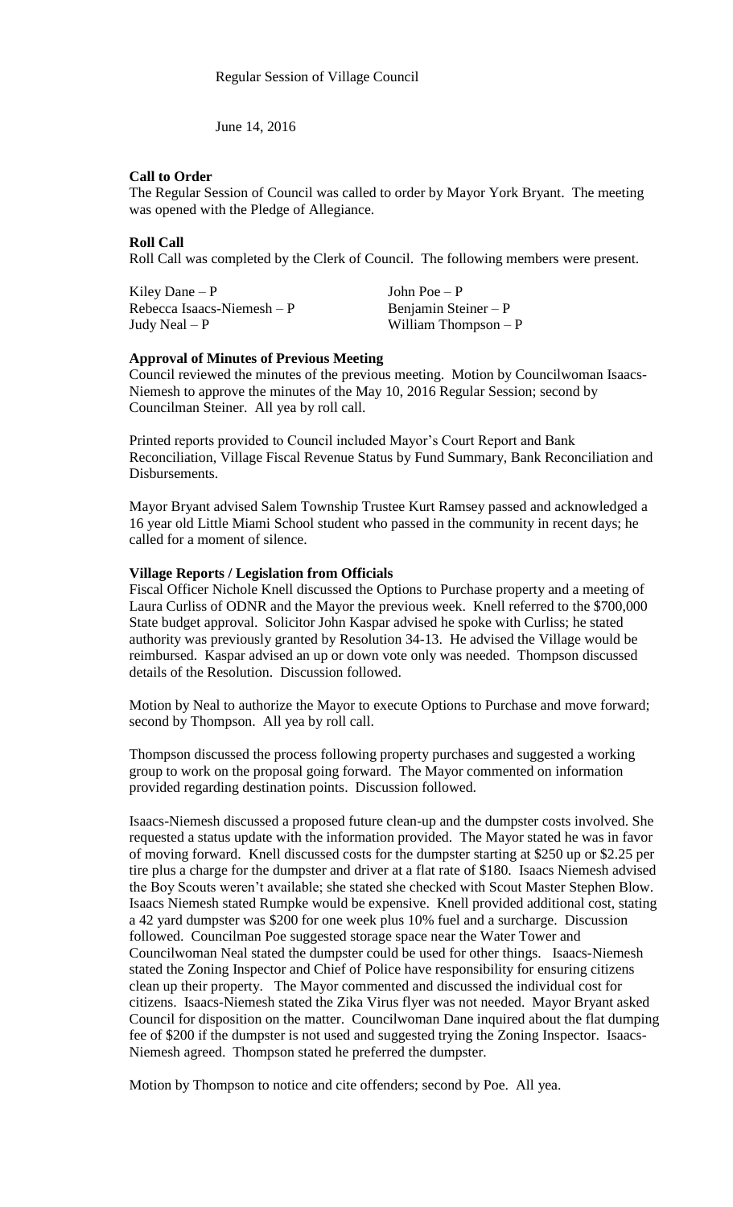Regular Session of Village Council

June 14, 2016

**Call to Order**

The Regular Session of Council was called to order by Mayor York Bryant. The meeting was opened with the Pledge of Allegiance.

**Roll Call**

Roll Call was completed by the Clerk of Council. The following members were present.

| | |
|---|---|
| Kiley Dane – P | John Poe – P |
| Rebecca Isaacs-Niemesh – P | Benjamin Steiner – P |
| Judy Neal – P | William Thompson – P |

**Approval of Minutes of Previous Meeting**

Council reviewed the minutes of the previous meeting. Motion by Councilwoman Isaacs-Niemesh to approve the minutes of the May 10, 2016 Regular Session; second by Councilman Steiner. All yea by roll call.

Printed reports provided to Council included Mayor's Court Report and Bank Reconciliation, Village Fiscal Revenue Status by Fund Summary, Bank Reconciliation and Disbursements.

Mayor Bryant advised Salem Township Trustee Kurt Ramsey passed and acknowledged a 16 year old Little Miami School student who passed in the community in recent days; he called for a moment of silence.

**Village Reports / Legislation from Officials**

Fiscal Officer Nichole Knell discussed the Options to Purchase property and a meeting of Laura Curliss of ODNR and the Mayor the previous week. Knell referred to the $700,000 State budget approval. Solicitor John Kaspar advised he spoke with Curliss; he stated authority was previously granted by Resolution 34-13. He advised the Village would be reimbursed. Kaspar advised an up or down vote only was needed. Thompson discussed details of the Resolution. Discussion followed.

Motion by Neal to authorize the Mayor to execute Options to Purchase and move forward; second by Thompson. All yea by roll call.

Thompson discussed the process following property purchases and suggested a working group to work on the proposal going forward. The Mayor commented on information provided regarding destination points. Discussion followed.

Isaacs-Niemesh discussed a proposed future clean-up and the dumpster costs involved. She requested a status update with the information provided. The Mayor stated he was in favor of moving forward. Knell discussed costs for the dumpster starting at $250 up or $2.25 per tire plus a charge for the dumpster and driver at a flat rate of $180. Isaacs Niemesh advised the Boy Scouts weren't available; she stated she checked with Scout Master Stephen Blow. Isaacs Niemesh stated Rumpke would be expensive. Knell provided additional cost, stating a 42 yard dumpster was $200 for one week plus 10% fuel and a surcharge. Discussion followed. Councilman Poe suggested storage space near the Water Tower and Councilwoman Neal stated the dumpster could be used for other things. Isaacs-Niemesh stated the Zoning Inspector and Chief of Police have responsibility for ensuring citizens clean up their property. The Mayor commented and discussed the individual cost for citizens. Isaacs-Niemesh stated the Zika Virus flyer was not needed. Mayor Bryant asked Council for disposition on the matter. Councilwoman Dane inquired about the flat dumping fee of $200 if the dumpster is not used and suggested trying the Zoning Inspector. Isaacs-Niemesh agreed. Thompson stated he preferred the dumpster.

Motion by Thompson to notice and cite offenders; second by Poe. All yea.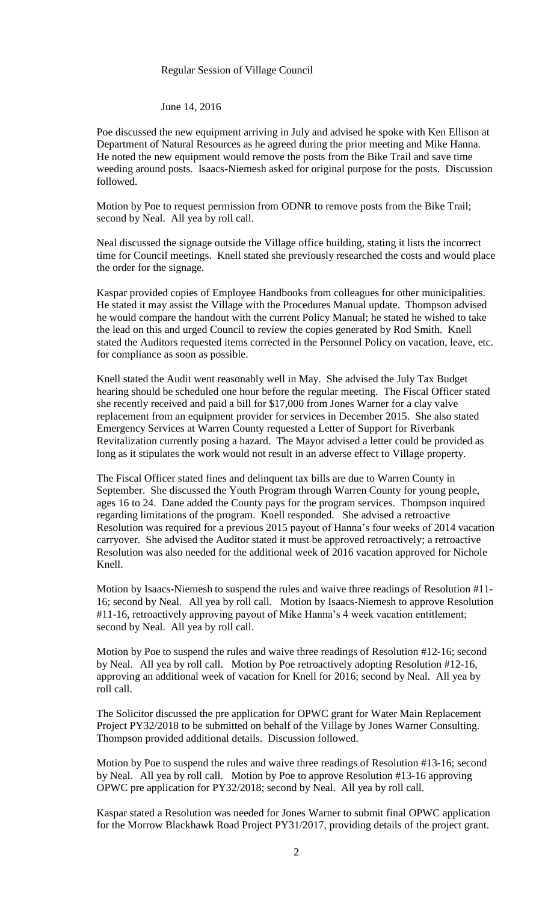Regular Session of Village Council

June 14, 2016

Poe discussed the new equipment arriving in July and advised he spoke with Ken Ellison at Department of Natural Resources as he agreed during the prior meeting and Mike Hanna. He noted the new equipment would remove the posts from the Bike Trail and save time weeding around posts. Isaacs-Niemesh asked for original purpose for the posts. Discussion followed.

Motion by Poe to request permission from ODNR to remove posts from the Bike Trail; second by Neal. All yea by roll call.

Neal discussed the signage outside the Village office building, stating it lists the incorrect time for Council meetings. Knell stated she previously researched the costs and would place the order for the signage.

Kaspar provided copies of Employee Handbooks from colleagues for other municipalities. He stated it may assist the Village with the Procedures Manual update. Thompson advised he would compare the handout with the current Policy Manual; he stated he wished to take the lead on this and urged Council to review the copies generated by Rod Smith. Knell stated the Auditors requested items corrected in the Personnel Policy on vacation, leave, etc. for compliance as soon as possible.

Knell stated the Audit went reasonably well in May. She advised the July Tax Budget hearing should be scheduled one hour before the regular meeting. The Fiscal Officer stated she recently received and paid a bill for $17,000 from Jones Warner for a clay valve replacement from an equipment provider for services in December 2015. She also stated Emergency Services at Warren County requested a Letter of Support for Riverbank Revitalization currently posing a hazard. The Mayor advised a letter could be provided as long as it stipulates the work would not result in an adverse effect to Village property.

The Fiscal Officer stated fines and delinquent tax bills are due to Warren County in September. She discussed the Youth Program through Warren County for young people, ages 16 to 24. Dane added the County pays for the program services. Thompson inquired regarding limitations of the program. Knell responded. She advised a retroactive Resolution was required for a previous 2015 payout of Hanna's four weeks of 2014 vacation carryover. She advised the Auditor stated it must be approved retroactively; a retroactive Resolution was also needed for the additional week of 2016 vacation approved for Nichole Knell.

Motion by Isaacs-Niemesh to suspend the rules and waive three readings of Resolution #11-16; second by Neal. All yea by roll call. Motion by Isaacs-Niemesh to approve Resolution #11-16, retroactively approving payout of Mike Hanna's 4 week vacation entitlement; second by Neal. All yea by roll call.

Motion by Poe to suspend the rules and waive three readings of Resolution #12-16; second by Neal. All yea by roll call. Motion by Poe retroactively adopting Resolution #12-16, approving an additional week of vacation for Knell for 2016; second by Neal. All yea by roll call.

The Solicitor discussed the pre application for OPWC grant for Water Main Replacement Project PY32/2018 to be submitted on behalf of the Village by Jones Warner Consulting. Thompson provided additional details. Discussion followed.

Motion by Poe to suspend the rules and waive three readings of Resolution #13-16; second by Neal. All yea by roll call. Motion by Poe to approve Resolution #13-16 approving OPWC pre application for PY32/2018; second by Neal. All yea by roll call.

Kaspar stated a Resolution was needed for Jones Warner to submit final OPWC application for the Morrow Blackhawk Road Project PY31/2017, providing details of the project grant.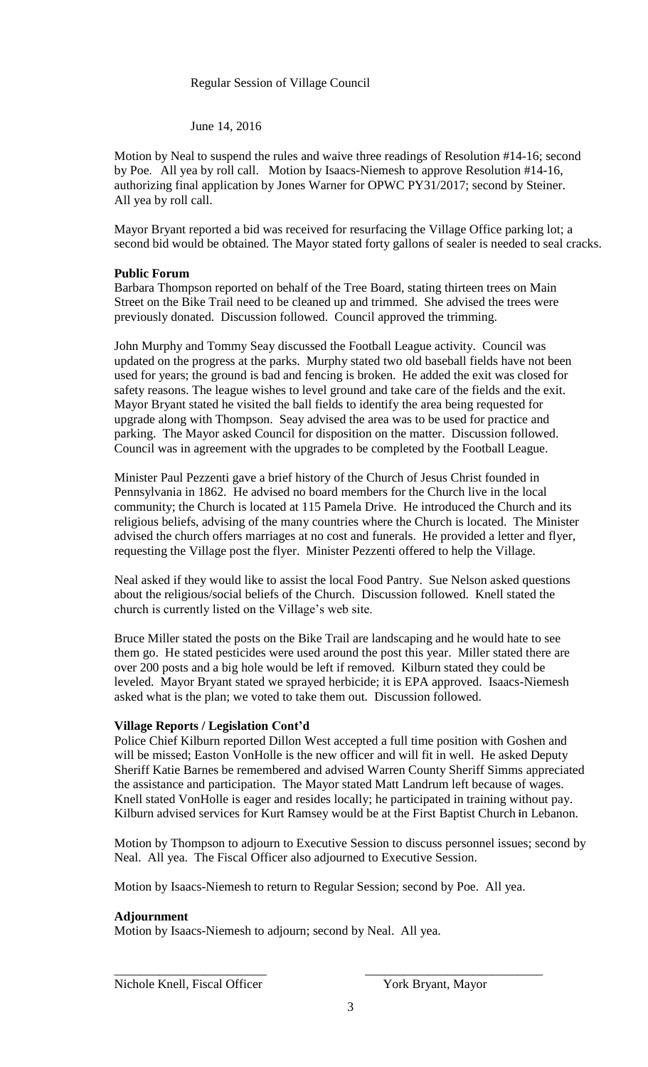Regular Session of Village Council

June 14, 2016

Motion by Neal to suspend the rules and waive three readings of Resolution #14-16; second by Poe. All yea by roll call. Motion by Isaacs-Niemesh to approve Resolution #14-16, authorizing final application by Jones Warner for OPWC PY31/2017; second by Steiner. All yea by roll call.

Mayor Bryant reported a bid was received for resurfacing the Village Office parking lot; a second bid would be obtained. The Mayor stated forty gallons of sealer is needed to seal cracks.

**Public Forum**

Barbara Thompson reported on behalf of the Tree Board, stating thirteen trees on Main Street on the Bike Trail need to be cleaned up and trimmed. She advised the trees were previously donated. Discussion followed. Council approved the trimming.

John Murphy and Tommy Seay discussed the Football League activity. Council was updated on the progress at the parks. Murphy stated two old baseball fields have not been used for years; the ground is bad and fencing is broken. He added the exit was closed for safety reasons. The league wishes to level ground and take care of the fields and the exit. Mayor Bryant stated he visited the ball fields to identify the area being requested for upgrade along with Thompson. Seay advised the area was to be used for practice and parking. The Mayor asked Council for disposition on the matter. Discussion followed. Council was in agreement with the upgrades to be completed by the Football League.

Minister Paul Pezzenti gave a brief history of the Church of Jesus Christ founded in Pennsylvania in 1862. He advised no board members for the Church live in the local community; the Church is located at 115 Pamela Drive. He introduced the Church and its religious beliefs, advising of the many countries where the Church is located. The Minister advised the church offers marriages at no cost and funerals. He provided a letter and flyer, requesting the Village post the flyer. Minister Pezzenti offered to help the Village.

Neal asked if they would like to assist the local Food Pantry. Sue Nelson asked questions about the religious/social beliefs of the Church. Discussion followed. Knell stated the church is currently listed on the Village's web site.

Bruce Miller stated the posts on the Bike Trail are landscaping and he would hate to see them go. He stated pesticides were used around the post this year. Miller stated there are over 200 posts and a big hole would be left if removed. Kilburn stated they could be leveled. Mayor Bryant stated we sprayed herbicide; it is EPA approved. Isaacs-Niemesh asked what is the plan; we voted to take them out. Discussion followed.

**Village Reports / Legislation Cont'd**

Police Chief Kilburn reported Dillon West accepted a full time position with Goshen and will be missed; Easton VonHolle is the new officer and will fit in well. He asked Deputy Sheriff Katie Barnes be remembered and advised Warren County Sheriff Simms appreciated the assistance and participation. The Mayor stated Matt Landrum left because of wages. Knell stated VonHolle is eager and resides locally; he participated in training without pay. Kilburn advised services for Kurt Ramsey would be at the First Baptist Church in Lebanon.

Motion by Thompson to adjourn to Executive Session to discuss personnel issues; second by Neal. All yea. The Fiscal Officer also adjourned to Executive Session.

Motion by Isaacs-Niemesh to return to Regular Session; second by Poe. All yea.

**Adjournment**

Motion by Isaacs-Niemesh to adjourn; second by Neal. All yea.

\_\_\_\_\_\_\_\_\_\_\_\_\_\_\_\_\_\_\_\_\_\_\_\_\_ \_\_\_\_\_\_\_\_\_\_\_\_\_\_\_\_\_\_\_\_\_\_\_\_\_\_\_\_

Nichole Knell, Fiscal Officer York Bryant, Mayor